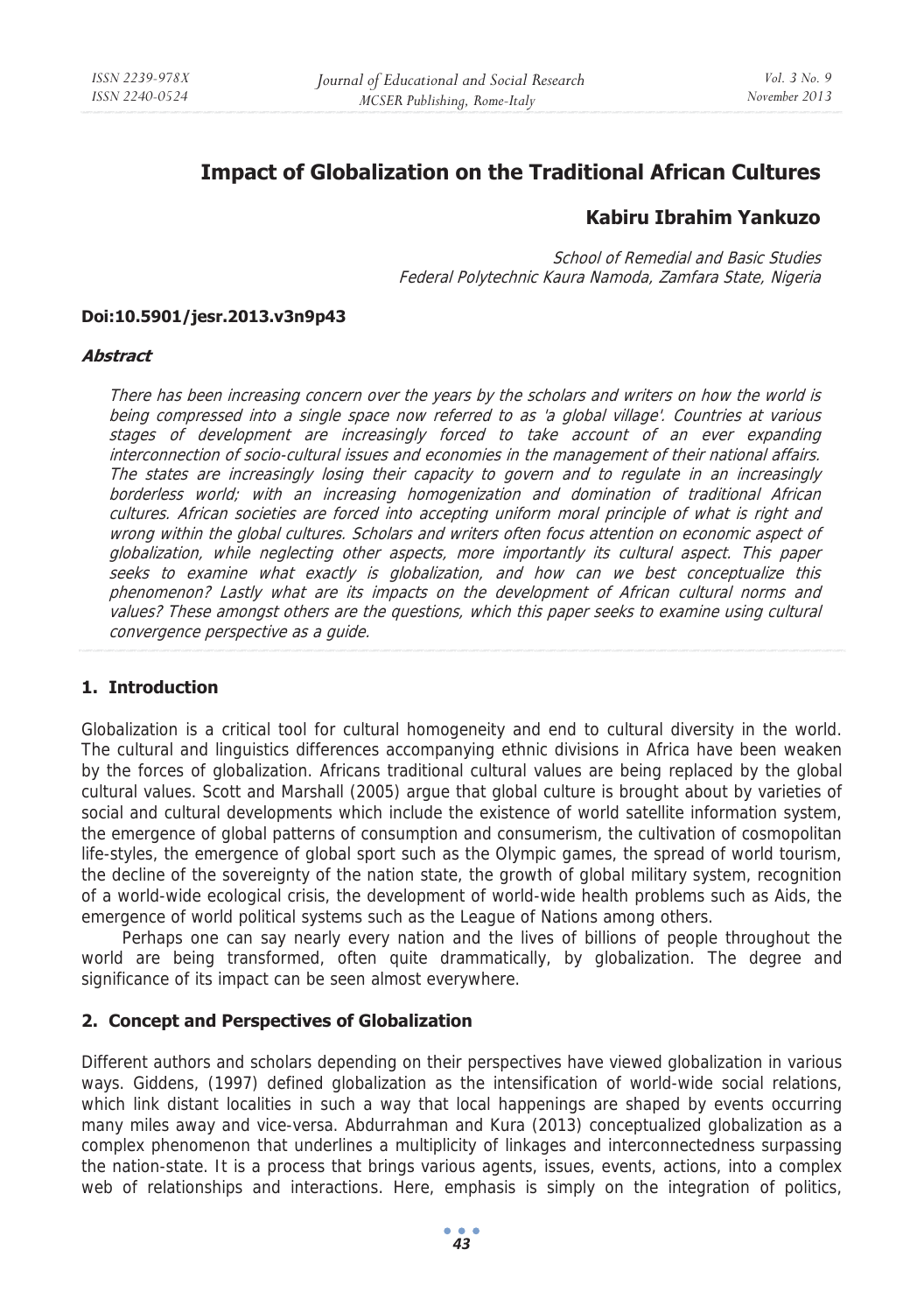# Impact of Globalization on the Traditional African Cultures

**Kabiru Ibrahim Yankuzo**

*School of Remedial and Basic Studies*
*Federal Polytechnic Kaura Namoda, Zamfara State, Nigeria*

**Doi:10.5901/jesr.2013.v3n9p43**

***Abstract***

*There has been increasing concern over the years by the scholars and writers on how the world is being compressed into a single space now referred to as 'a global village'. Countries at various stages of development are increasingly forced to take account of an ever expanding interconnection of socio-cultural issues and economies in the management of their national affairs. The states are increasingly losing their capacity to govern and to regulate in an increasingly borderless world; with an increasing homogenization and domination of traditional African cultures. African societies are forced into accepting uniform moral principle of what is right and wrong within the global cultures. Scholars and writers often focus attention on economic aspect of globalization, while neglecting other aspects, more importantly its cultural aspect. This paper seeks to examine what exactly is globalization, and how can we best conceptualize this phenomenon? Lastly what are its impacts on the development of African cultural norms and values? These amongst others are the questions, which this paper seeks to examine using cultural convergence perspective as a guide.*

## 1. Introduction

Globalization is a critical tool for cultural homogeneity and end to cultural diversity in the world. The cultural and linguistics differences accompanying ethnic divisions in Africa have been weaken by the forces of globalization. Africans traditional cultural values are being replaced by the global cultural values. Scott and Marshall (2005) argue that global culture is brought about by varieties of social and cultural developments which include the existence of world satellite information system, the emergence of global patterns of consumption and consumerism, the cultivation of cosmopolitan life-styles, the emergence of global sport such as the Olympic games, the spread of world tourism, the decline of the sovereignty of the nation state, the growth of global military system, recognition of a world-wide ecological crisis, the development of world-wide health problems such as Aids, the emergence of world political systems such as the League of Nations among others.

Perhaps one can say nearly every nation and the lives of billions of people throughout the world are being transformed, often quite drammatically, by globalization. The degree and significance of its impact can be seen almost everywhere.

## 2. Concept and Perspectives of Globalization

Different authors and scholars depending on their perspectives have viewed globalization in various ways. Giddens, (1997) defined globalization as the intensification of world-wide social relations, which link distant localities in such a way that local happenings are shaped by events occurring many miles away and vice-versa. Abdurrahman and Kura (2013) conceptualized globalization as a complex phenomenon that underlines a multiplicity of linkages and interconnectedness surpassing the nation-state. It is a process that brings various agents, issues, events, actions, into a complex web of relationships and interactions. Here, emphasis is simply on the integration of politics,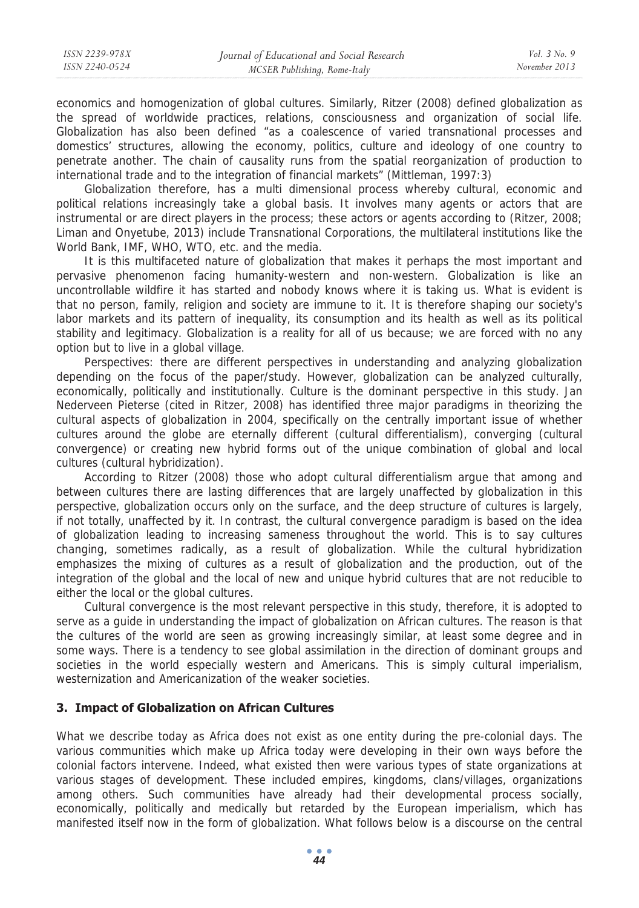economics and homogenization of global cultures. Similarly, Ritzer (2008) defined globalization as the spread of worldwide practices, relations, consciousness and organization of social life. Globalization has also been defined "as a coalescence of varied transnational processes and domestics' structures, allowing the economy, politics, culture and ideology of one country to penetrate another. The chain of causality runs from the spatial reorganization of production to international trade and to the integration of financial markets" (Mittleman, 1997:3)

Globalization therefore, has a multi dimensional process whereby cultural, economic and political relations increasingly take a global basis. It involves many agents or actors that are instrumental or are direct players in the process; these actors or agents according to (Ritzer, 2008; Liman and Onyetube, 2013) include Transnational Corporations, the multilateral institutions like the World Bank, IMF, WHO, WTO, etc. and the media.

It is this multifaceted nature of globalization that makes it perhaps the most important and pervasive phenomenon facing humanity-western and non-western. Globalization is like an uncontrollable wildfire it has started and nobody knows where it is taking us. What is evident is that no person, family, religion and society are immune to it. It is therefore shaping our society's labor markets and its pattern of inequality, its consumption and its health as well as its political stability and legitimacy. Globalization is a reality for all of us because; we are forced with no any option but to live in a global village.

Perspectives: there are different perspectives in understanding and analyzing globalization depending on the focus of the paper/study. However, globalization can be analyzed culturally, economically, politically and institutionally. Culture is the dominant perspective in this study. Jan Nederveen Pieterse (cited in Ritzer, 2008) has identified three major paradigms in theorizing the cultural aspects of globalization in 2004, specifically on the centrally important issue of whether cultures around the globe are eternally different (cultural differentialism), converging (cultural convergence) or creating new hybrid forms out of the unique combination of global and local cultures (cultural hybridization).

According to Ritzer (2008) those who adopt cultural differentialism argue that among and between cultures there are lasting differences that are largely unaffected by globalization in this perspective, globalization occurs only on the surface, and the deep structure of cultures is largely, if not totally, unaffected by it. In contrast, the cultural convergence paradigm is based on the idea of globalization leading to increasing sameness throughout the world. This is to say cultures changing, sometimes radically, as a result of globalization. While the cultural hybridization emphasizes the mixing of cultures as a result of globalization and the production, out of the integration of the global and the local of new and unique hybrid cultures that are not reducible to either the local or the global cultures.

Cultural convergence is the most relevant perspective in this study, therefore, it is adopted to serve as a guide in understanding the impact of globalization on African cultures. The reason is that the cultures of the world are seen as growing increasingly similar, at least some degree and in some ways. There is a tendency to see global assimilation in the direction of dominant groups and societies in the world especially western and Americans. This is simply cultural imperialism, westernization and Americanization of the weaker societies.

## 3. Impact of Globalization on African Cultures

What we describe today as Africa does not exist as one entity during the pre-colonial days. The various communities which make up Africa today were developing in their own ways before the colonial factors intervene. Indeed, what existed then were various types of state organizations at various stages of development. These included empires, kingdoms, clans/villages, organizations among others. Such communities have already had their developmental process socially, economically, politically and medically but retarded by the European imperialism, which has manifested itself now in the form of globalization. What follows below is a discourse on the central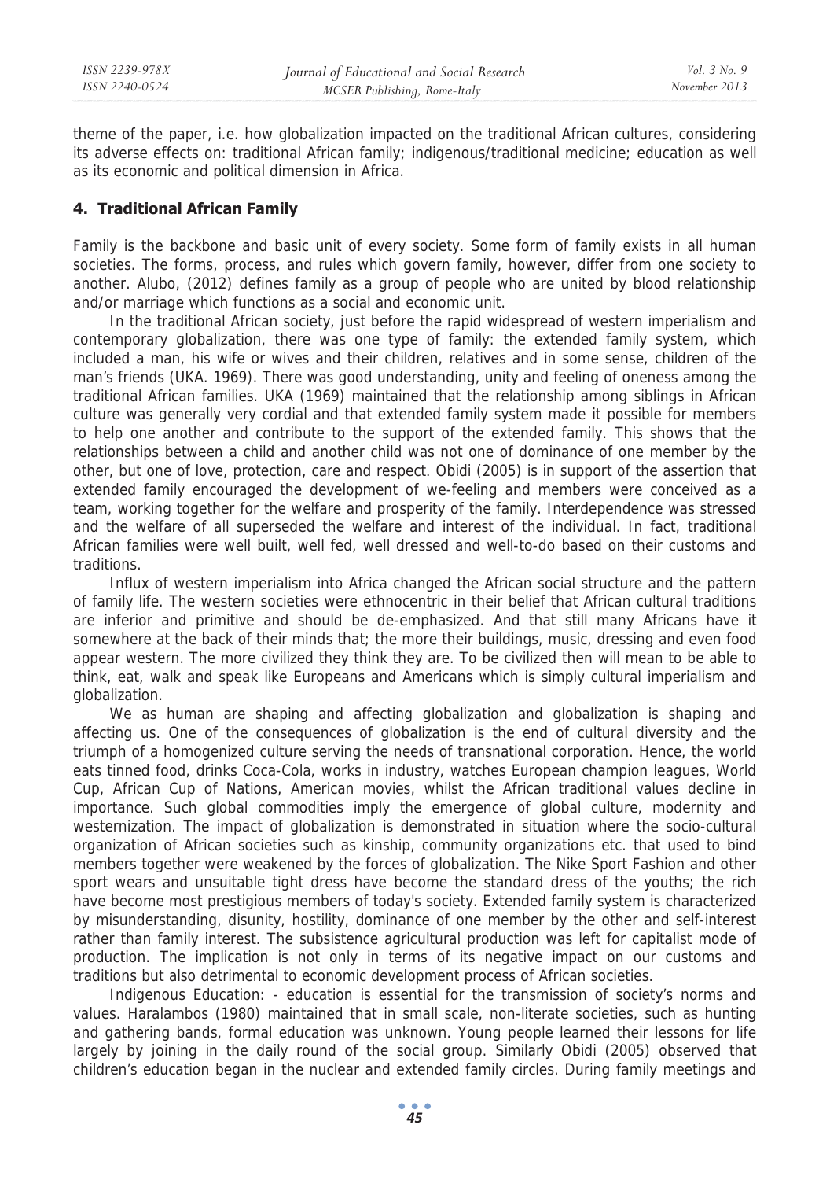theme of the paper, i.e. how globalization impacted on the traditional African cultures, considering its adverse effects on: traditional African family; indigenous/traditional medicine; education as well as its economic and political dimension in Africa.

## 4. Traditional African Family

Family is the backbone and basic unit of every society. Some form of family exists in all human societies. The forms, process, and rules which govern family, however, differ from one society to another. Alubo, (2012) defines family as a group of people who are united by blood relationship and/or marriage which functions as a social and economic unit.

In the traditional African society, just before the rapid widespread of western imperialism and contemporary globalization, there was one type of family: the extended family system, which included a man, his wife or wives and their children, relatives and in some sense, children of the man's friends (UKA. 1969). There was good understanding, unity and feeling of oneness among the traditional African families. UKA (1969) maintained that the relationship among siblings in African culture was generally very cordial and that extended family system made it possible for members to help one another and contribute to the support of the extended family. This shows that the relationships between a child and another child was not one of dominance of one member by the other, but one of love, protection, care and respect. Obidi (2005) is in support of the assertion that extended family encouraged the development of we-feeling and members were conceived as a team, working together for the welfare and prosperity of the family. Interdependence was stressed and the welfare of all superseded the welfare and interest of the individual. In fact, traditional African families were well built, well fed, well dressed and well-to-do based on their customs and traditions.

Influx of western imperialism into Africa changed the African social structure and the pattern of family life. The western societies were ethnocentric in their belief that African cultural traditions are inferior and primitive and should be de-emphasized. And that still many Africans have it somewhere at the back of their minds that; the more their buildings, music, dressing and even food appear western. The more civilized they think they are. To be civilized then will mean to be able to think, eat, walk and speak like Europeans and Americans which is simply cultural imperialism and globalization.

We as human are shaping and affecting globalization and globalization is shaping and affecting us. One of the consequences of globalization is the end of cultural diversity and the triumph of a homogenized culture serving the needs of transnational corporation. Hence, the world eats tinned food, drinks Coca-Cola, works in industry, watches European champion leagues, World Cup, African Cup of Nations, American movies, whilst the African traditional values decline in importance. Such global commodities imply the emergence of global culture, modernity and westernization. The impact of globalization is demonstrated in situation where the socio-cultural organization of African societies such as kinship, community organizations etc. that used to bind members together were weakened by the forces of globalization. The Nike Sport Fashion and other sport wears and unsuitable tight dress have become the standard dress of the youths; the rich have become most prestigious members of today's society. Extended family system is characterized by misunderstanding, disunity, hostility, dominance of one member by the other and self-interest rather than family interest. The subsistence agricultural production was left for capitalist mode of production. The implication is not only in terms of its negative impact on our customs and traditions but also detrimental to economic development process of African societies.

Indigenous Education: - education is essential for the transmission of society's norms and values. Haralambos (1980) maintained that in small scale, non-literate societies, such as hunting and gathering bands, formal education was unknown. Young people learned their lessons for life largely by joining in the daily round of the social group. Similarly Obidi (2005) observed that children's education began in the nuclear and extended family circles. During family meetings and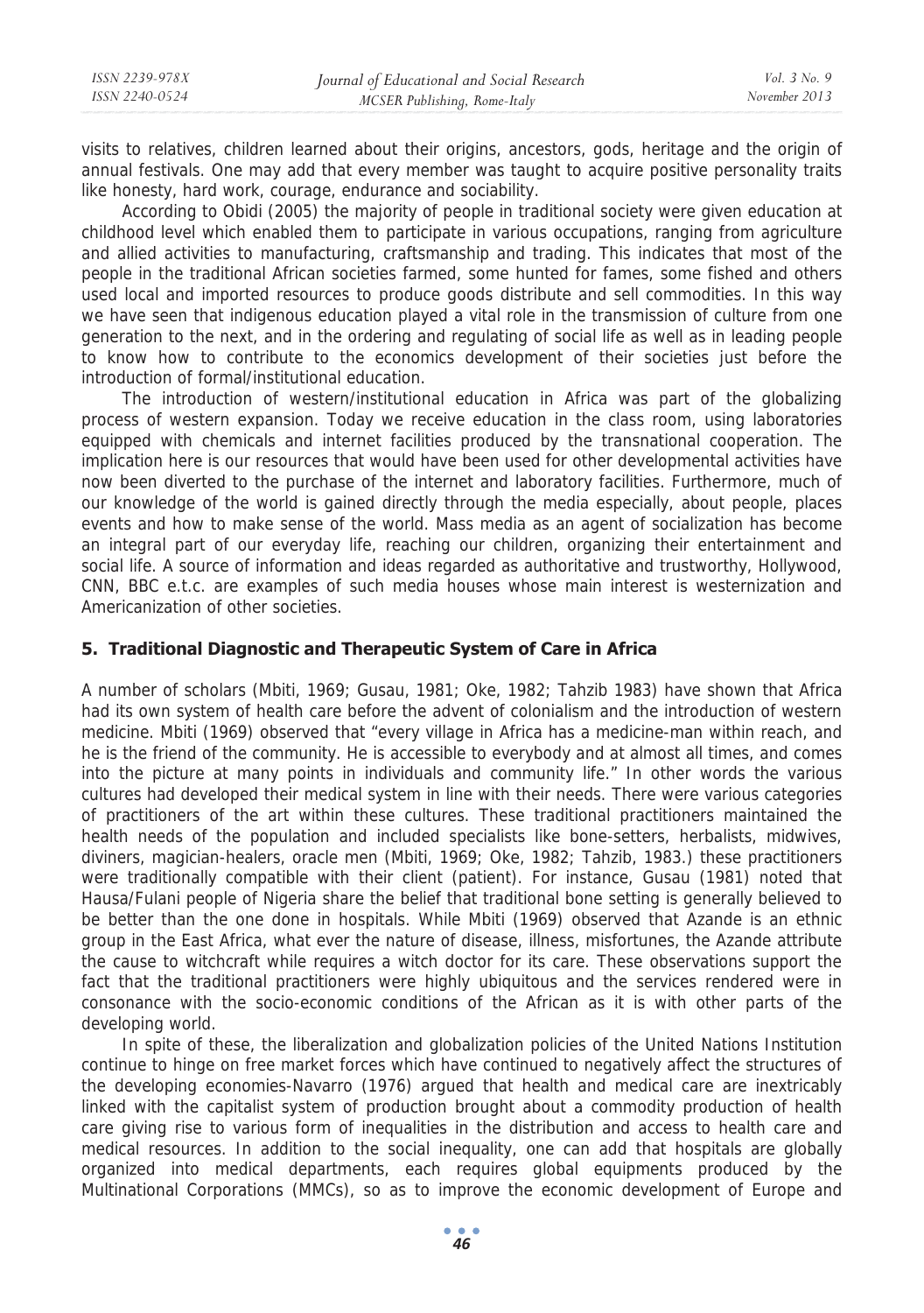visits to relatives, children learned about their origins, ancestors, gods, heritage and the origin of annual festivals. One may add that every member was taught to acquire positive personality traits like honesty, hard work, courage, endurance and sociability.

According to Obidi (2005) the majority of people in traditional society were given education at childhood level which enabled them to participate in various occupations, ranging from agriculture and allied activities to manufacturing, craftsmanship and trading. This indicates that most of the people in the traditional African societies farmed, some hunted for fames, some fished and others used local and imported resources to produce goods distribute and sell commodities. In this way we have seen that indigenous education played a vital role in the transmission of culture from one generation to the next, and in the ordering and regulating of social life as well as in leading people to know how to contribute to the economics development of their societies just before the introduction of formal/institutional education.

The introduction of western/institutional education in Africa was part of the globalizing process of western expansion. Today we receive education in the class room, using laboratories equipped with chemicals and internet facilities produced by the transnational cooperation. The implication here is our resources that would have been used for other developmental activities have now been diverted to the purchase of the internet and laboratory facilities. Furthermore, much of our knowledge of the world is gained directly through the media especially, about people, places events and how to make sense of the world. Mass media as an agent of socialization has become an integral part of our everyday life, reaching our children, organizing their entertainment and social life. A source of information and ideas regarded as authoritative and trustworthy, Hollywood, CNN, BBC e.t.c. are examples of such media houses whose main interest is westernization and Americanization of other societies.

## 5. Traditional Diagnostic and Therapeutic System of Care in Africa

A number of scholars (Mbiti, 1969; Gusau, 1981; Oke, 1982; Tahzib 1983) have shown that Africa had its own system of health care before the advent of colonialism and the introduction of western medicine. Mbiti (1969) observed that "every village in Africa has a medicine-man within reach, and he is the friend of the community. He is accessible to everybody and at almost all times, and comes into the picture at many points in individuals and community life." In other words the various cultures had developed their medical system in line with their needs. There were various categories of practitioners of the art within these cultures. These traditional practitioners maintained the health needs of the population and included specialists like bone-setters, herbalists, midwives, diviners, magician-healers, oracle men (Mbiti, 1969; Oke, 1982; Tahzib, 1983.) these practitioners were traditionally compatible with their client (patient). For instance, Gusau (1981) noted that Hausa/Fulani people of Nigeria share the belief that traditional bone setting is generally believed to be better than the one done in hospitals. While Mbiti (1969) observed that Azande is an ethnic group in the East Africa, what ever the nature of disease, illness, misfortunes, the Azande attribute the cause to witchcraft while requires a witch doctor for its care. These observations support the fact that the traditional practitioners were highly ubiquitous and the services rendered were in consonance with the socio-economic conditions of the African as it is with other parts of the developing world.

In spite of these, the liberalization and globalization policies of the United Nations Institution continue to hinge on free market forces which have continued to negatively affect the structures of the developing economies-Navarro (1976) argued that health and medical care are inextricably linked with the capitalist system of production brought about a commodity production of health care giving rise to various form of inequalities in the distribution and access to health care and medical resources. In addition to the social inequality, one can add that hospitals are globally organized into medical departments, each requires global equipments produced by the Multinational Corporations (MMCs), so as to improve the economic development of Europe and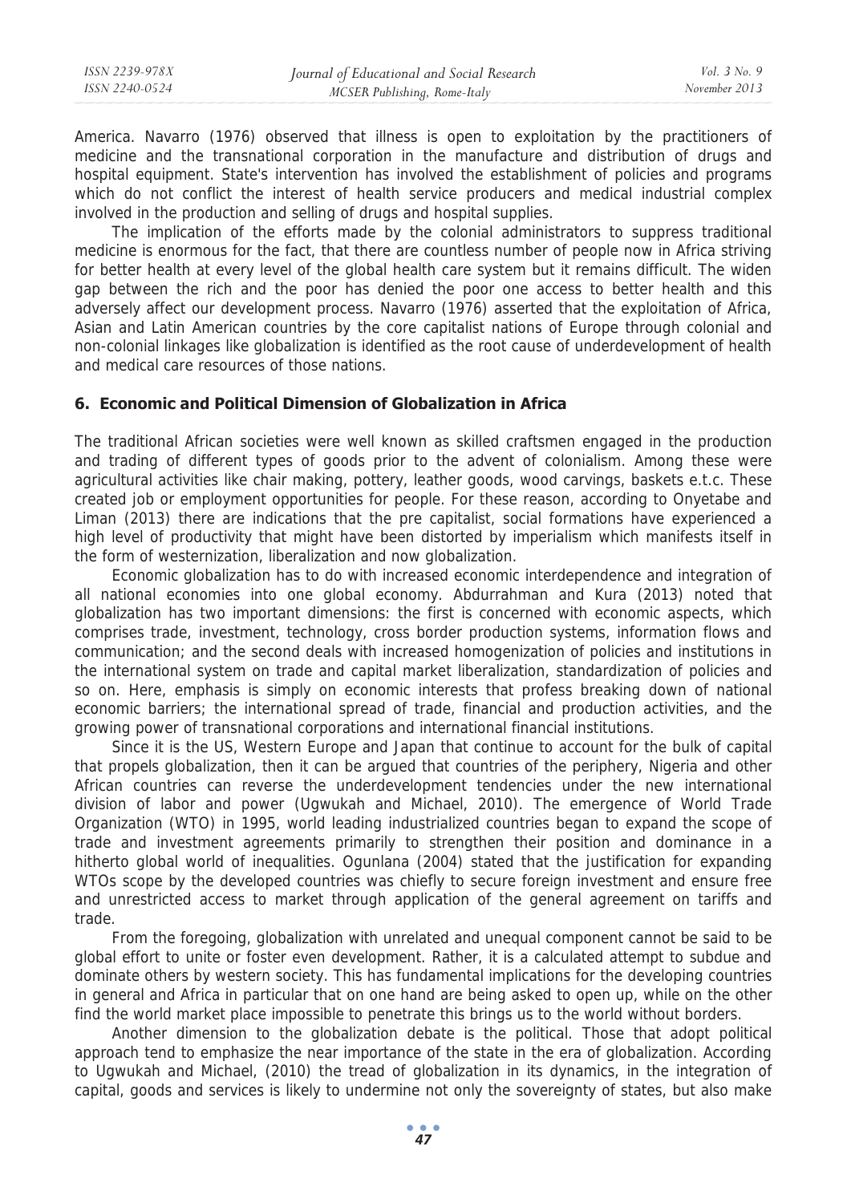America. Navarro (1976) observed that illness is open to exploitation by the practitioners of medicine and the transnational corporation in the manufacture and distribution of drugs and hospital equipment. State's intervention has involved the establishment of policies and programs which do not conflict the interest of health service producers and medical industrial complex involved in the production and selling of drugs and hospital supplies.

The implication of the efforts made by the colonial administrators to suppress traditional medicine is enormous for the fact, that there are countless number of people now in Africa striving for better health at every level of the global health care system but it remains difficult. The widen gap between the rich and the poor has denied the poor one access to better health and this adversely affect our development process. Navarro (1976) asserted that the exploitation of Africa, Asian and Latin American countries by the core capitalist nations of Europe through colonial and non-colonial linkages like globalization is identified as the root cause of underdevelopment of health and medical care resources of those nations.

## 6. Economic and Political Dimension of Globalization in Africa

The traditional African societies were well known as skilled craftsmen engaged in the production and trading of different types of goods prior to the advent of colonialism. Among these were agricultural activities like chair making, pottery, leather goods, wood carvings, baskets e.t.c. These created job or employment opportunities for people. For these reason, according to Onyetabe and Liman (2013) there are indications that the pre capitalist, social formations have experienced a high level of productivity that might have been distorted by imperialism which manifests itself in the form of westernization, liberalization and now globalization.

Economic globalization has to do with increased economic interdependence and integration of all national economies into one global economy. Abdurrahman and Kura (2013) noted that globalization has two important dimensions: the first is concerned with economic aspects, which comprises trade, investment, technology, cross border production systems, information flows and communication; and the second deals with increased homogenization of policies and institutions in the international system on trade and capital market liberalization, standardization of policies and so on. Here, emphasis is simply on economic interests that profess breaking down of national economic barriers; the international spread of trade, financial and production activities, and the growing power of transnational corporations and international financial institutions.

Since it is the US, Western Europe and Japan that continue to account for the bulk of capital that propels globalization, then it can be argued that countries of the periphery, Nigeria and other African countries can reverse the underdevelopment tendencies under the new international division of labor and power (Ugwukah and Michael, 2010). The emergence of World Trade Organization (WTO) in 1995, world leading industrialized countries began to expand the scope of trade and investment agreements primarily to strengthen their position and dominance in a hitherto global world of inequalities. Ogunlana (2004) stated that the justification for expanding WTOs scope by the developed countries was chiefly to secure foreign investment and ensure free and unrestricted access to market through application of the general agreement on tariffs and trade.

From the foregoing, globalization with unrelated and unequal component cannot be said to be global effort to unite or foster even development. Rather, it is a calculated attempt to subdue and dominate others by western society. This has fundamental implications for the developing countries in general and Africa in particular that on one hand are being asked to open up, while on the other find the world market place impossible to penetrate this brings us to the world without borders.

Another dimension to the globalization debate is the political. Those that adopt political approach tend to emphasize the near importance of the state in the era of globalization. According to Ugwukah and Michael, (2010) the tread of globalization in its dynamics, in the integration of capital, goods and services is likely to undermine not only the sovereignty of states, but also make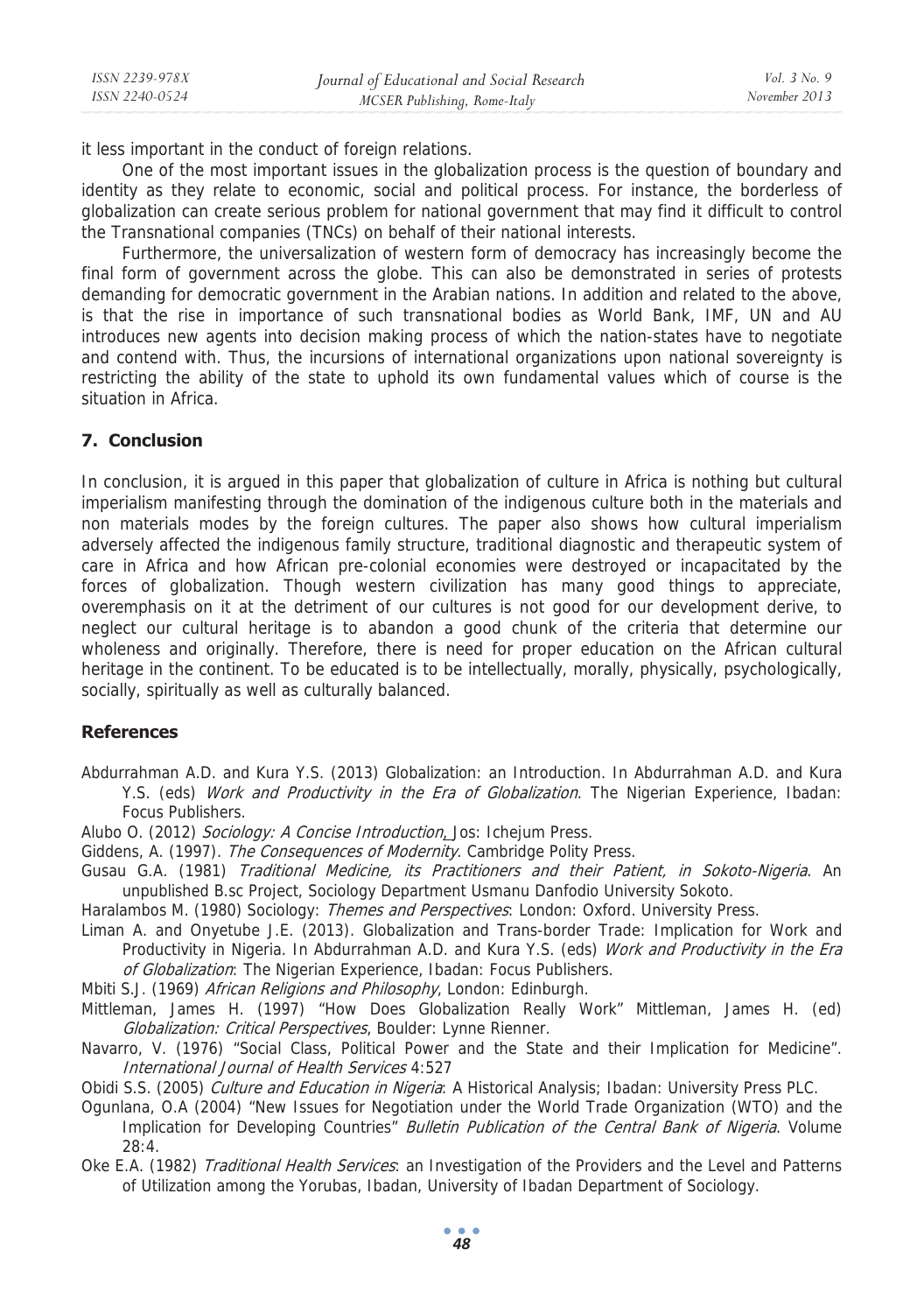it less important in the conduct of foreign relations.

One of the most important issues in the globalization process is the question of boundary and identity as they relate to economic, social and political process. For instance, the borderless of globalization can create serious problem for national government that may find it difficult to control the Transnational companies (TNCs) on behalf of their national interests.

Furthermore, the universalization of western form of democracy has increasingly become the final form of government across the globe. This can also be demonstrated in series of protests demanding for democratic government in the Arabian nations. In addition and related to the above, is that the rise in importance of such transnational bodies as World Bank, IMF, UN and AU introduces new agents into decision making process of which the nation-states have to negotiate and contend with. Thus, the incursions of international organizations upon national sovereignty is restricting the ability of the state to uphold its own fundamental values which of course is the situation in Africa.

## 7. Conclusion

In conclusion, it is argued in this paper that globalization of culture in Africa is nothing but cultural imperialism manifesting through the domination of the indigenous culture both in the materials and non materials modes by the foreign cultures. The paper also shows how cultural imperialism adversely affected the indigenous family structure, traditional diagnostic and therapeutic system of care in Africa and how African pre-colonial economies were destroyed or incapacitated by the forces of globalization. Though western civilization has many good things to appreciate, overemphasis on it at the detriment of our cultures is not good for our development derive, to neglect our cultural heritage is to abandon a good chunk of the criteria that determine our wholeness and originally. Therefore, there is need for proper education on the African cultural heritage in the continent. To be educated is to be intellectually, morally, physically, psychologically, socially, spiritually as well as culturally balanced.

## References

Abdurrahman A.D. and Kura Y.S. (2013) Globalization: an Introduction. In Abdurrahman A.D. and Kura Y.S. (eds) *Work and Productivity in the Era of Globalization*. The Nigerian Experience, Ibadan: Focus Publishers.

Alubo O. (2012) *Sociology: A Concise Introduction*, Jos: Ichejum Press.

Giddens, A. (1997). *The Consequences of Modernity*. Cambridge Polity Press.

Gusau G.A. (1981) *Traditional Medicine, its Practitioners and their Patient, in Sokoto-Nigeria*. An unpublished B.sc Project, Sociology Department Usmanu Danfodio University Sokoto.

Haralambos M. (1980) Sociology: *Themes and Perspectives*: London: Oxford. University Press.

Liman A. and Onyetube J.E. (2013). Globalization and Trans-border Trade: Implication for Work and Productivity in Nigeria. In Abdurrahman A.D. and Kura Y.S. (eds) *Work and Productivity in the Era of Globalization*: The Nigerian Experience, Ibadan: Focus Publishers.

Mbiti S.J. (1969) *African Religions and Philosophy*, London: Edinburgh.

Mittleman, James H. (1997) "How Does Globalization Really Work" Mittleman, James H. (ed) *Globalization: Critical Perspectives*, Boulder: Lynne Rienner.

Navarro, V. (1976) "Social Class, Political Power and the State and their Implication for Medicine". *International Journal of Health Services* 4:527

Obidi S.S. (2005) *Culture and Education in Nigeria*: A Historical Analysis; Ibadan: University Press PLC.

Ogunlana, O.A (2004) "New Issues for Negotiation under the World Trade Organization (WTO) and the Implication for Developing Countries" *Bulletin Publication of the Central Bank of Nigeria*. Volume 28:4.

Oke E.A. (1982) *Traditional Health Services*: an Investigation of the Providers and the Level and Patterns of Utilization among the Yorubas, Ibadan, University of Ibadan Department of Sociology.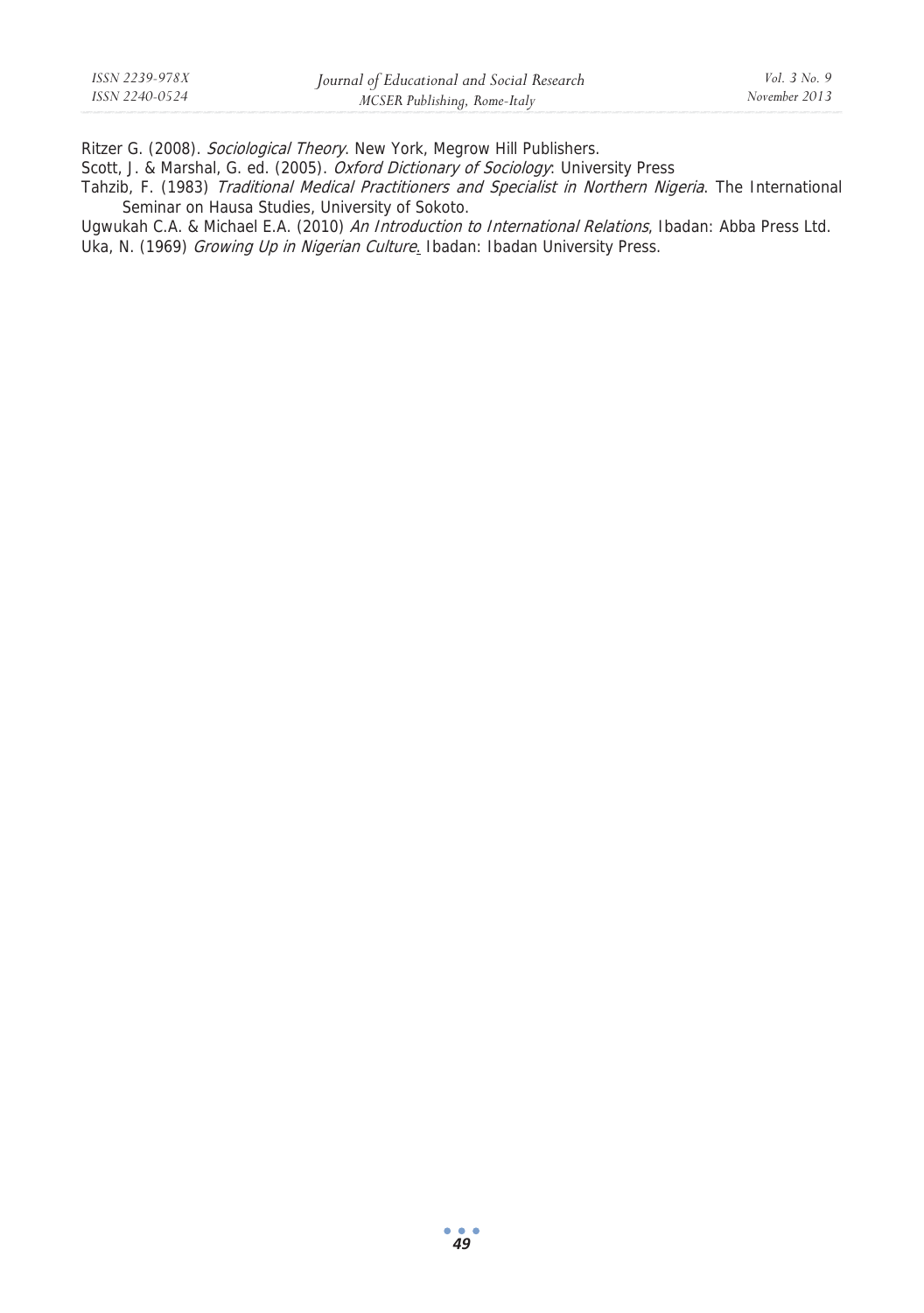Ritzer G. (2008). *Sociological Theory*. New York, Megrow Hill Publishers.

Scott, J. & Marshal, G. ed. (2005). *Oxford Dictionary of Sociology*: University Press

Tahzib, F. (1983) *Traditional Medical Practitioners and Specialist in Northern Nigeria*. The International Seminar on Hausa Studies, University of Sokoto.

Ugwukah C.A. & Michael E.A. (2010) *An Introduction to International Relations*, Ibadan: Abba Press Ltd.

Uka, N. (1969) *Growing Up in Nigerian Culture*. Ibadan: Ibadan University Press.